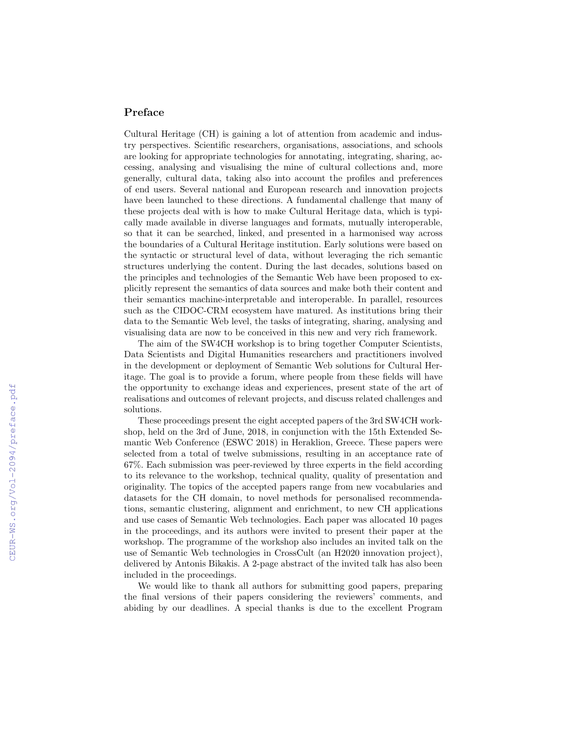## Preface

Cultural Heritage (CH) is gaining a lot of attention from academic and industry perspectives. Scientific researchers, organisations, associations, and schools are looking for appropriate technologies for annotating, integrating, sharing, accessing, analysing and visualising the mine of cultural collections and, more generally, cultural data, taking also into account the profiles and preferences of end users. Several national and European research and innovation projects have been launched to these directions. A fundamental challenge that many of these projects deal with is how to make Cultural Heritage data, which is typically made available in diverse languages and formats, mutually interoperable, so that it can be searched, linked, and presented in a harmonised way across the boundaries of a Cultural Heritage institution. Early solutions were based on the syntactic or structural level of data, without leveraging the rich semantic structures underlying the content. During the last decades, solutions based on the principles and technologies of the Semantic Web have been proposed to explicitly represent the semantics of data sources and make both their content and their semantics machine-interpretable and interoperable. In parallel, resources such as the CIDOC-CRM ecosystem have matured. As institutions bring their data to the Semantic Web level, the tasks of integrating, sharing, analysing and visualising data are now to be conceived in this new and very rich framework.

The aim of the SW4CH workshop is to bring together Computer Scientists, Data Scientists and Digital Humanities researchers and practitioners involved in the development or deployment of Semantic Web solutions for Cultural Heritage. The goal is to provide a forum, where people from these fields will have the opportunity to exchange ideas and experiences, present state of the art of realisations and outcomes of relevant projects, and discuss related challenges and solutions.

These proceedings present the eight accepted papers of the 3rd SW4CH workshop, held on the 3rd of June, 2018, in conjunction with the 15th Extended Semantic Web Conference (ESWC 2018) in Heraklion, Greece. These papers were selected from a total of twelve submissions, resulting in an acceptance rate of 67%. Each submission was peer-reviewed by three experts in the field according to its relevance to the workshop, technical quality, quality of presentation and originality. The topics of the accepted papers range from new vocabularies and datasets for the CH domain, to novel methods for personalised recommendations, semantic clustering, alignment and enrichment, to new CH applications and use cases of Semantic Web technologies. Each paper was allocated 10 pages in the proceedings, and its authors were invited to present their paper at the workshop. The programme of the workshop also includes an invited talk on the use of Semantic Web technologies in CrossCult (an H2020 innovation project), delivered by Antonis Bikakis. A 2-page abstract of the invited talk has also been included in the proceedings.

We would like to thank all authors for submitting good papers, preparing the final versions of their papers considering the reviewers' comments, and abiding by our deadlines. A special thanks is due to the excellent Program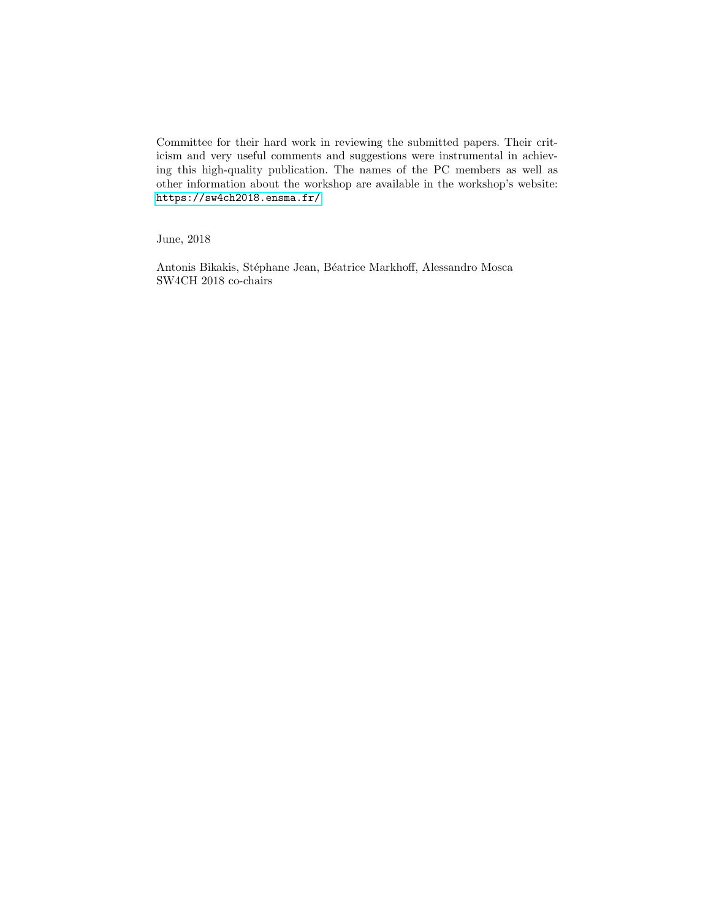Committee for their hard work in reviewing the submitted papers. Their criticism and very useful comments and suggestions were instrumental in achieving this high-quality publication. The names of the PC members as well as other information about the workshop are available in the workshop's website: https://sw4ch2018.ensma.fr/

June, 2018

Antonis Bikakis, Stéphane Jean, Béatrice Markhoff, Alessandro Mosca
SW4CH 2018 co-chairs